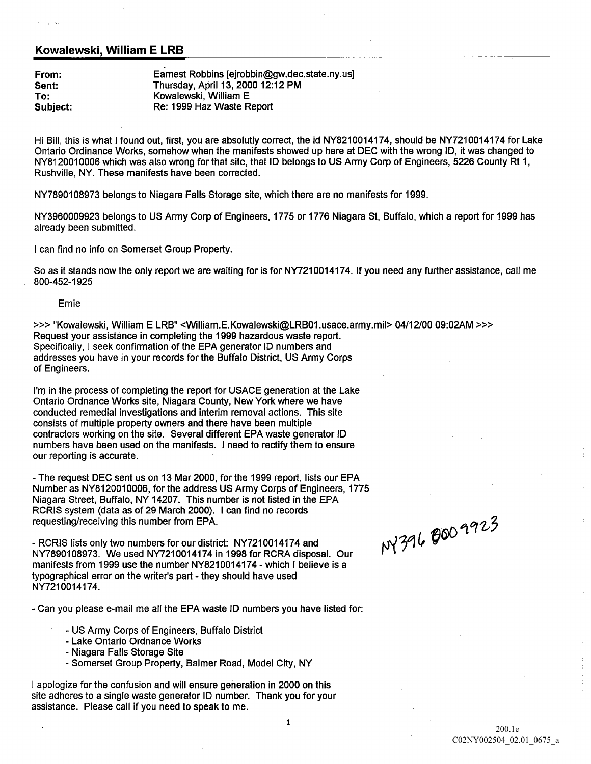## Kowalewski, William E LRB

**From:** Earnest Robbins [ejrobbin@gw.dec.state.ny.us]
**Sent:** Thursday, April 13, 2000 12:12 PM
**To:** Kowalewski, William E
**Subject:** Re: 1999 Haz Waste Report

Hi Bill, this is what I found out, first, you are absolutly correct, the id NY8210014174, should be NY7210014174 for Lake Ontario Ordinance Works, somehow when the manifests showed up here at DEC with the wrong ID, it was changed to NY8120010006 which was also wrong for that site, that ID belongs to US Army Corp of Engineers, 5226 County Rt 1, Rushville, NY. These manifests have been corrected.

NY7890108973 belongs to Niagara Falls Storage site, which there are no manifests for 1999.

NY3960009923 belongs to US Army Corp of Engineers, 1775 or 1776 Niagara St, Buffalo, which a report for 1999 has already been submitted.

I can find no info on Somerset Group Property.

So as it stands now the only report we are waiting for is for NY7210014174. If you need any further assistance, call me 800-452-1925

Ernie

>>> "Kowalewski, William E LRB" <William.E.Kowalewski@LRB01.usace.army.mil> 04/12/00 09:02AM >>>
Request your assistance in completing the 1999 hazardous waste report. Specifically, I seek confirmation of the EPA generator ID numbers and addresses you have in your records for the Buffalo District, US Army Corps of Engineers.

I'm in the process of completing the report for USACE generation at the Lake Ontario Ordnance Works site, Niagara County, New York where we have conducted remedial investigations and interim removal actions. This site consists of multiple property owners and there have been multiple contractors working on the site. Several different EPA waste generator ID numbers have been used on the manifests. I need to rectify them to ensure our reporting is accurate.

- The request DEC sent us on 13 Mar 2000, for the 1999 report, lists our EPA Number as NY8120010006, for the address US Army Corps of Engineers, 1775 Niagara Street, Buffalo, NY 14207. This number is not listed in the EPA RCRIS system (data as of 29 March 2000). I can find no records requesting/receiving this number from EPA.

- RCRIS lists only two numbers for our district: NY7210014174 and NY7890108973. We used NY7210014174 in 1998 for RCRA disposal. Our manifests from 1999 use the number NY8210014174 - which I believe is a typographical error on the writer's part - they should have used NY7210014174.

NY3960009923

- Can you please e-mail me all the EPA waste ID numbers you have listed for:

  - US Army Corps of Engineers, Buffalo District
  - Lake Ontario Ordnance Works
  - Niagara Falls Storage Site
  - Somerset Group Property, Balmer Road, Model City, NY

I apologize for the confusion and will ensure generation in 2000 on this site adheres to a single waste generator ID number. Thank you for your assistance. Please call if you need to speak to me.

200.1e
C02NY002504_02.01_0675_a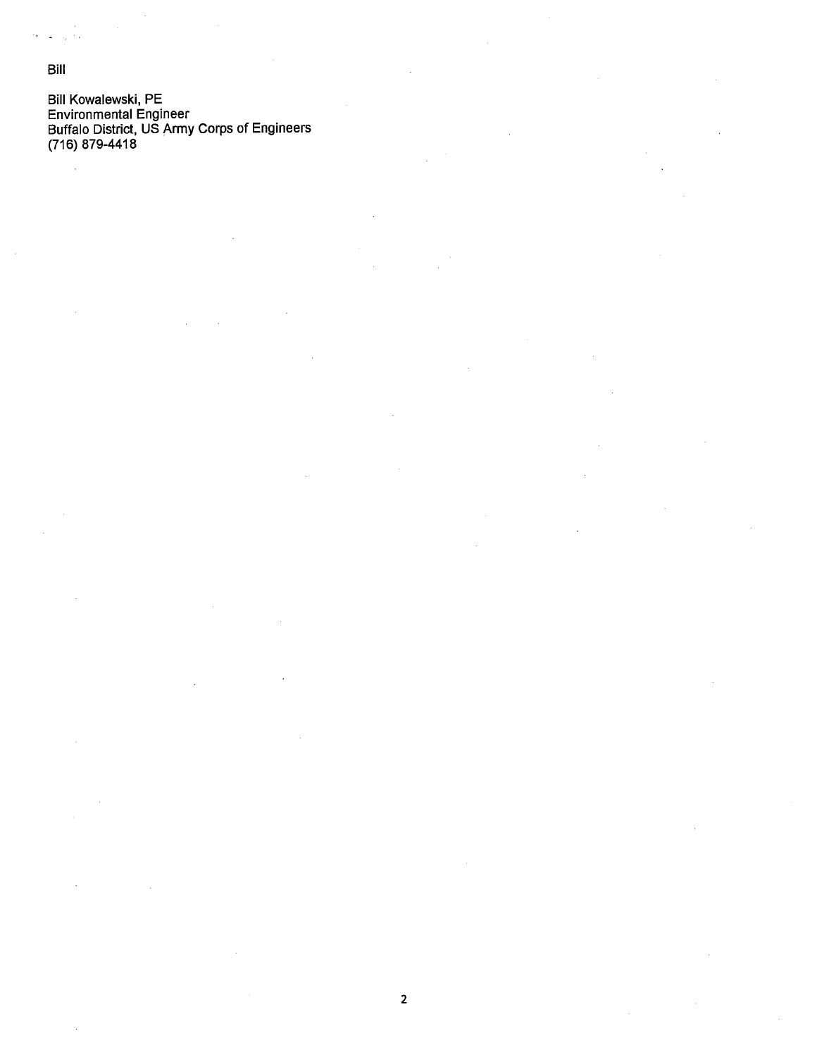Bill

Bill Kowalewski, PE
Environmental Engineer
Buffalo District, US Army Corps of Engineers
(716) 879-4418